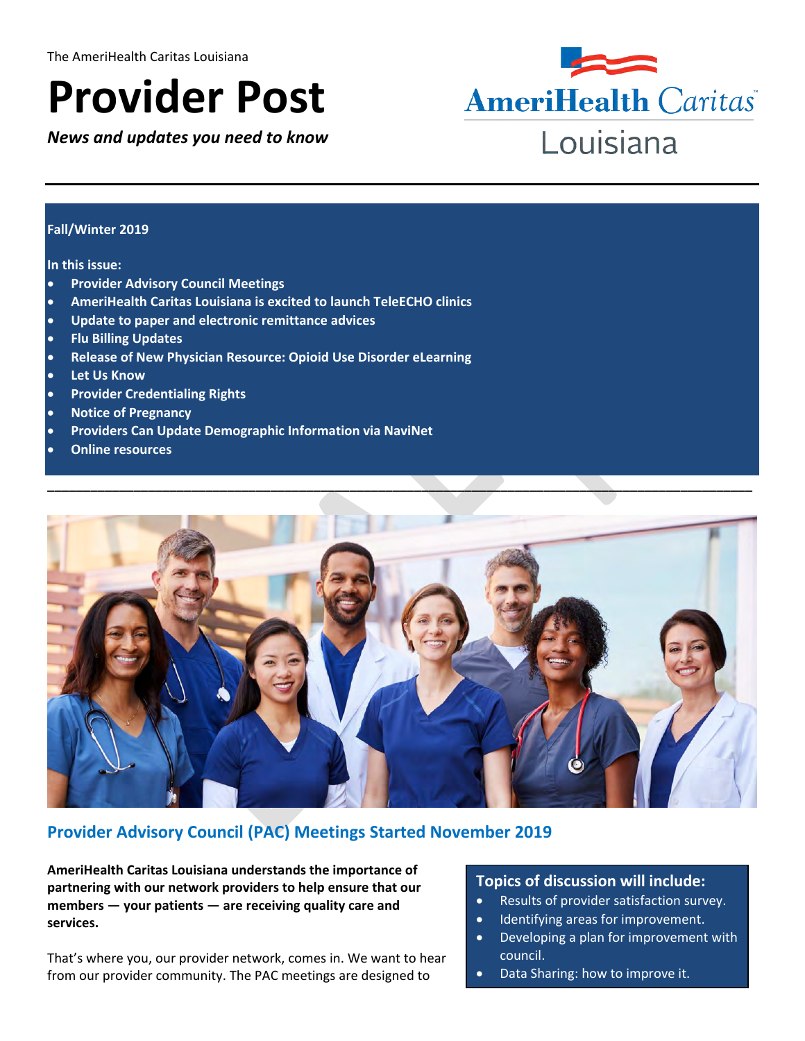The AmeriHealth Caritas Louisiana

# Provider Post

***News and updates you need to know***

AmeriHealth Caritas Louisiana

**Fall/Winter 2019**

**In this issue:**

- **Provider Advisory Council Meetings**
- **AmeriHealth Caritas Louisiana is excited to launch TeleECHO clinics**
- **Update to paper and electronic remittance advices**
- **Flu Billing Updates**
- **Release of New Physician Resource: Opioid Use Disorder eLearning**
- **Let Us Know**
- **Provider Credentialing Rights**
- **Notice of Pregnancy**
- **Providers Can Update Demographic Information via NaviNet**
- **Online resources**

## Provider Advisory Council (PAC) Meetings Started November 2019

**AmeriHealth Caritas Louisiana understands the importance of partnering with our network providers to help ensure that our members — your patients — are receiving quality care and services.**

That's where you, our provider network, comes in. We want to hear from our provider community. The PAC meetings are designed to

### Topics of discussion will include:

- Results of provider satisfaction survey.
- Identifying areas for improvement.
- Developing a plan for improvement with council.
- Data Sharing: how to improve it.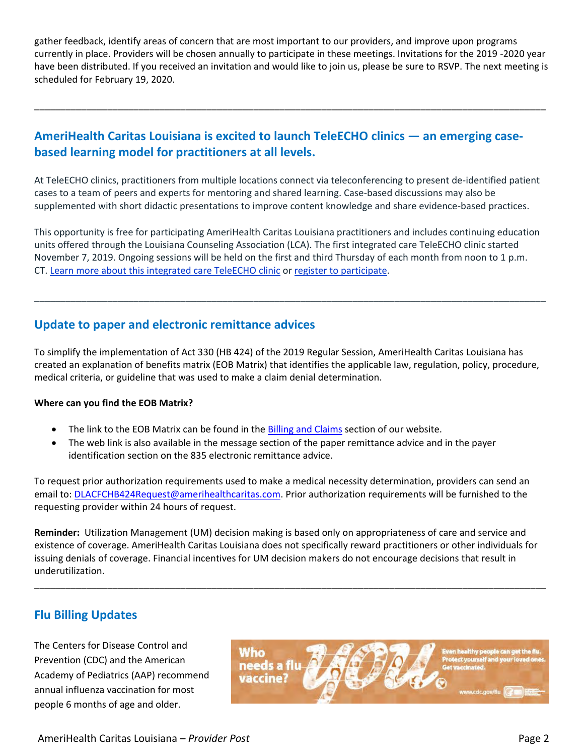gather feedback, identify areas of concern that are most important to our providers, and improve upon programs currently in place. Providers will be chosen annually to participate in these meetings. Invitations for the 2019 -2020 year have been distributed. If you received an invitation and would like to join us, please be sure to RSVP. The next meeting is scheduled for February 19, 2020.

---

## AmeriHealth Caritas Louisiana is excited to launch TeleECHO clinics — an emerging case-based learning model for practitioners at all levels.

At TeleECHO clinics, practitioners from multiple locations connect via teleconferencing to present de-identified patient cases to a team of peers and experts for mentoring and shared learning. Case-based discussions may also be supplemented with short didactic presentations to improve content knowledge and share evidence-based practices.

This opportunity is free for participating AmeriHealth Caritas Louisiana practitioners and includes continuing education units offered through the Louisiana Counseling Association (LCA). The first integrated care TeleECHO clinic started November 7, 2019. Ongoing sessions will be held on the first and third Thursday of each month from noon to 1 p.m. CT. Learn more about this integrated care TeleECHO clinic or register to participate.

---

## Update to paper and electronic remittance advices

To simplify the implementation of Act 330 (HB 424) of the 2019 Regular Session, AmeriHealth Caritas Louisiana has created an explanation of benefits matrix (EOB Matrix) that identifies the applicable law, regulation, policy, procedure, medical criteria, or guideline that was used to make a claim denial determination.

**Where can you find the EOB Matrix?**

- The link to the EOB Matrix can be found in the Billing and Claims section of our website.
- The web link is also available in the message section of the paper remittance advice and in the payer identification section on the 835 electronic remittance advice.

To request prior authorization requirements used to make a medical necessity determination, providers can send an email to: DLACFCHB424Request@amerihealthcaritas.com. Prior authorization requirements will be furnished to the requesting provider within 24 hours of request.

**Reminder:** Utilization Management (UM) decision making is based only on appropriateness of care and service and existence of coverage. AmeriHealth Caritas Louisiana does not specifically reward practitioners or other individuals for issuing denials of coverage. Financial incentives for UM decision makers do not encourage decisions that result in underutilization.

---

## Flu Billing Updates

The Centers for Disease Control and Prevention (CDC) and the American Academy of Pediatrics (AAP) recommend annual influenza vaccination for most people 6 months of age and older.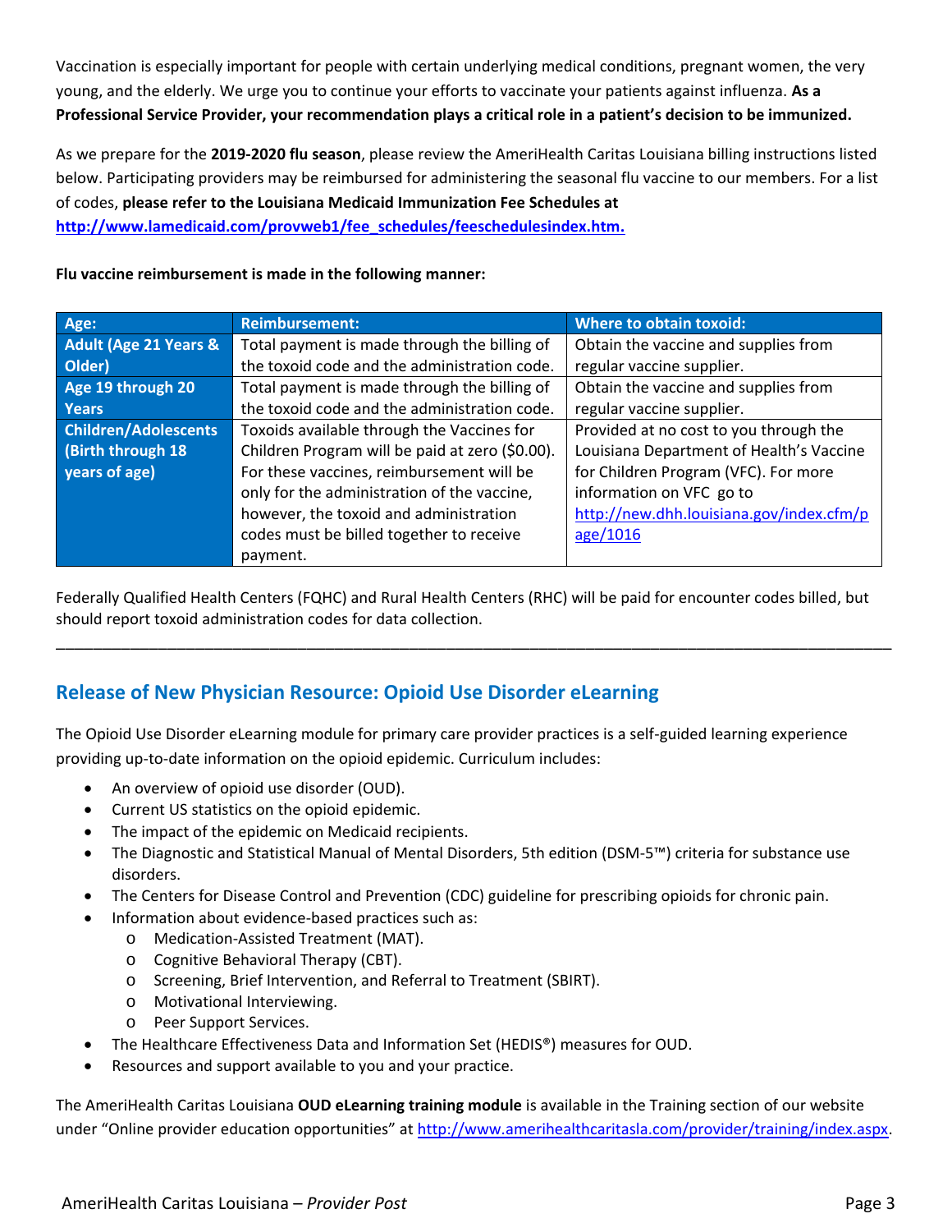Vaccination is especially important for people with certain underlying medical conditions, pregnant women, the very young, and the elderly. We urge you to continue your efforts to vaccinate your patients against influenza. **As a Professional Service Provider, your recommendation plays a critical role in a patient's decision to be immunized.**

As we prepare for the **2019-2020 flu season**, please review the AmeriHealth Caritas Louisiana billing instructions listed below. Participating providers may be reimbursed for administering the seasonal flu vaccine to our members. For a list of codes, **please refer to the Louisiana Medicaid Immunization Fee Schedules at [http://www.lamedicaid.com/provweb1/fee_schedules/feeschedulesindex.htm.](http://www.lamedicaid.com/provweb1/fee_schedules/feeschedulesindex.htm)**

**Flu vaccine reimbursement is made in the following manner:**

| Age: | Reimbursement: | Where to obtain toxoid: |
|---|---|---|
| **Adult (Age 21 Years & Older)** | Total payment is made through the billing of the toxoid code and the administration code. | Obtain the vaccine and supplies from regular vaccine supplier. |
| **Age 19 through 20 Years** | Total payment is made through the billing of the toxoid code and the administration code. | Obtain the vaccine and supplies from regular vaccine supplier. |
| **Children/Adolescents (Birth through 18 years of age)** | Toxoids available through the Vaccines for Children Program will be paid at zero ($0.00). For these vaccines, reimbursement will be only for the administration of the vaccine, however, the toxoid and administration codes must be billed together to receive payment. | Provided at no cost to you through the Louisiana Department of Health's Vaccine for Children Program (VFC). For more information on VFC go to [http://new.dhh.louisiana.gov/index.cfm/page/1016](http://new.dhh.louisiana.gov/index.cfm/page/1016) |

Federally Qualified Health Centers (FQHC) and Rural Health Centers (RHC) will be paid for encounter codes billed, but should report toxoid administration codes for data collection.

---

## Release of New Physician Resource: Opioid Use Disorder eLearning

The Opioid Use Disorder eLearning module for primary care provider practices is a self-guided learning experience providing up-to-date information on the opioid epidemic. Curriculum includes:

- An overview of opioid use disorder (OUD).
- Current US statistics on the opioid epidemic.
- The impact of the epidemic on Medicaid recipients.
- The Diagnostic and Statistical Manual of Mental Disorders, 5th edition (DSM-5™) criteria for substance use disorders.
- The Centers for Disease Control and Prevention (CDC) guideline for prescribing opioids for chronic pain.
- Information about evidence-based practices such as:
  - Medication-Assisted Treatment (MAT).
  - Cognitive Behavioral Therapy (CBT).
  - Screening, Brief Intervention, and Referral to Treatment (SBIRT).
  - Motivational Interviewing.
  - Peer Support Services.
- The Healthcare Effectiveness Data and Information Set (HEDIS®) measures for OUD.
- Resources and support available to you and your practice.

The AmeriHealth Caritas Louisiana **OUD eLearning training module** is available in the Training section of our website under "Online provider education opportunities" at [http://www.amerihealthcaritasla.com/provider/training/index.aspx](http://www.amerihealthcaritasla.com/provider/training/index.aspx).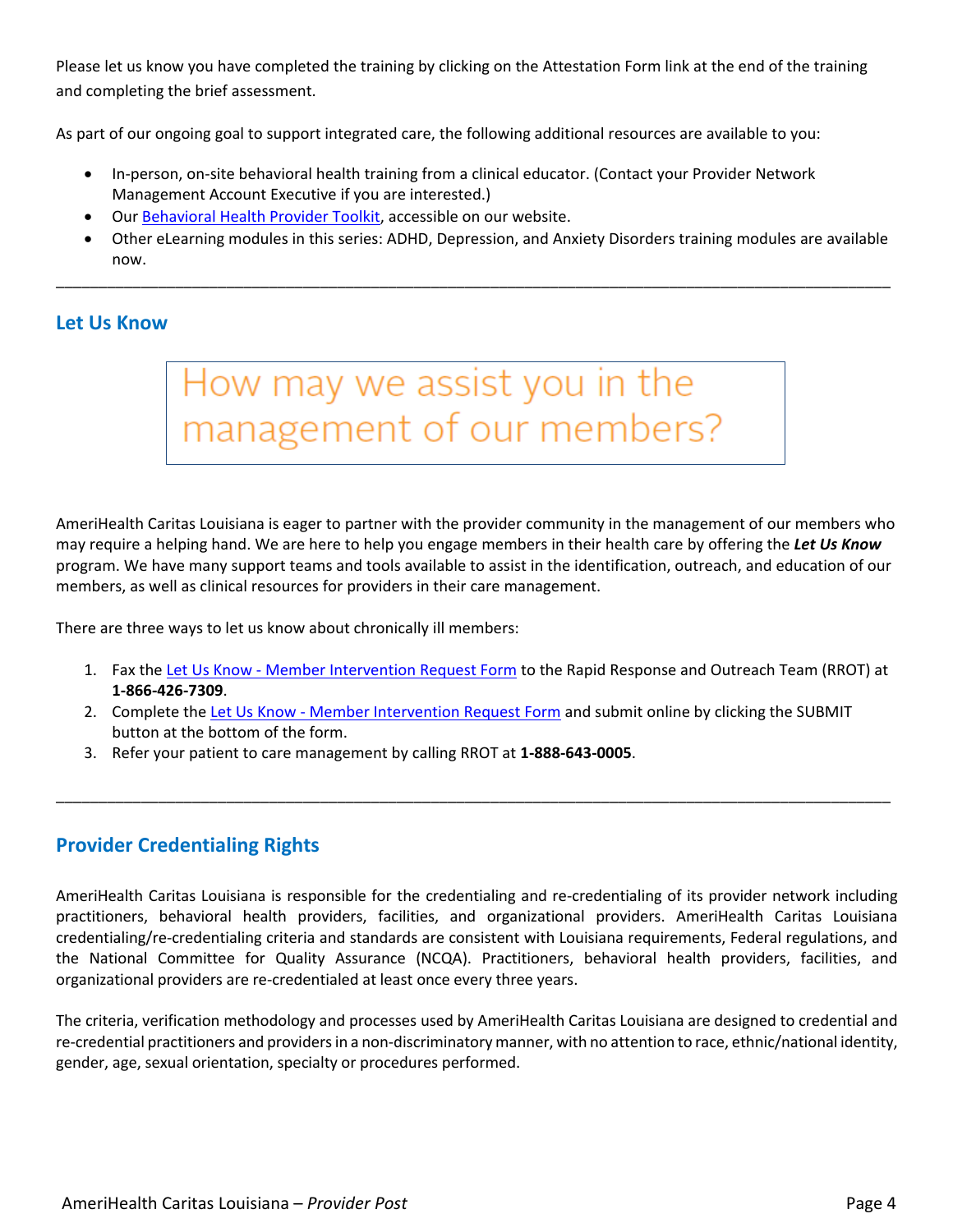Please let us know you have completed the training by clicking on the Attestation Form link at the end of the training and completing the brief assessment.

As part of our ongoing goal to support integrated care, the following additional resources are available to you:

- In-person, on-site behavioral health training from a clinical educator. (Contact your Provider Network Management Account Executive if you are interested.)
- Our Behavioral Health Provider Toolkit, accessible on our website.
- Other eLearning modules in this series: ADHD, Depression, and Anxiety Disorders training modules are available now.

---

## Let Us Know

How may we assist you in the management of our members?

AmeriHealth Caritas Louisiana is eager to partner with the provider community in the management of our members who may require a helping hand. We are here to help you engage members in their health care by offering the ***Let Us Know*** program. We have many support teams and tools available to assist in the identification, outreach, and education of our members, as well as clinical resources for providers in their care management.

There are three ways to let us know about chronically ill members:

1. Fax the Let Us Know - Member Intervention Request Form to the Rapid Response and Outreach Team (RROT) at **1-866-426-7309**.
2. Complete the Let Us Know - Member Intervention Request Form and submit online by clicking the SUBMIT button at the bottom of the form.
3. Refer your patient to care management by calling RROT at **1-888-643-0005**.

---

## Provider Credentialing Rights

AmeriHealth Caritas Louisiana is responsible for the credentialing and re-credentialing of its provider network including practitioners, behavioral health providers, facilities, and organizational providers. AmeriHealth Caritas Louisiana credentialing/re-credentialing criteria and standards are consistent with Louisiana requirements, Federal regulations, and the National Committee for Quality Assurance (NCQA). Practitioners, behavioral health providers, facilities, and organizational providers are re-credentialed at least once every three years.

The criteria, verification methodology and processes used by AmeriHealth Caritas Louisiana are designed to credential and re-credential practitioners and providers in a non-discriminatory manner, with no attention to race, ethnic/national identity, gender, age, sexual orientation, specialty or procedures performed.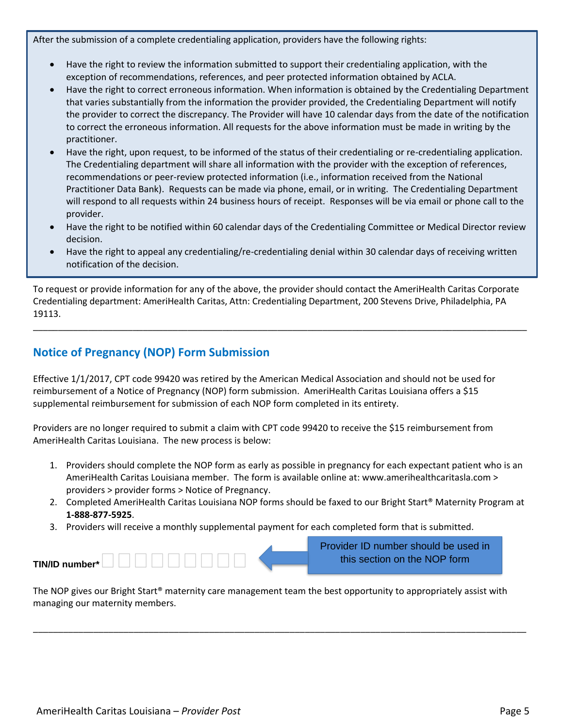After the submission of a complete credentialing application, providers have the following rights:

- Have the right to review the information submitted to support their credentialing application, with the exception of recommendations, references, and peer protected information obtained by ACLA.
- Have the right to correct erroneous information. When information is obtained by the Credentialing Department that varies substantially from the information the provider provided, the Credentialing Department will notify the provider to correct the discrepancy. The Provider will have 10 calendar days from the date of the notification to correct the erroneous information. All requests for the above information must be made in writing by the practitioner.
- Have the right, upon request, to be informed of the status of their credentialing or re-credentialing application. The Credentialing department will share all information with the provider with the exception of references, recommendations or peer-review protected information (i.e., information received from the National Practitioner Data Bank). Requests can be made via phone, email, or in writing. The Credentialing Department will respond to all requests within 24 business hours of receipt. Responses will be via email or phone call to the provider.
- Have the right to be notified within 60 calendar days of the Credentialing Committee or Medical Director review decision.
- Have the right to appeal any credentialing/re-credentialing denial within 30 calendar days of receiving written notification of the decision.

To request or provide information for any of the above, the provider should contact the AmeriHealth Caritas Corporate Credentialing department: AmeriHealth Caritas, Attn: Credentialing Department, 200 Stevens Drive, Philadelphia, PA 19113.

---

## Notice of Pregnancy (NOP) Form Submission

Effective 1/1/2017, CPT code 99420 was retired by the American Medical Association and should not be used for reimbursement of a Notice of Pregnancy (NOP) form submission. AmeriHealth Caritas Louisiana offers a $15 supplemental reimbursement for submission of each NOP form completed in its entirety.

Providers are no longer required to submit a claim with CPT code 99420 to receive the $15 reimbursement from AmeriHealth Caritas Louisiana. The new process is below:

1. Providers should complete the NOP form as early as possible in pregnancy for each expectant patient who is an AmeriHealth Caritas Louisiana member. The form is available online at: www.amerihealthcaritasla.com > providers > provider forms > Notice of Pregnancy.
2. Completed AmeriHealth Caritas Louisiana NOP forms should be faxed to our Bright Start® Maternity Program at **1-888-877-5925**.
3. Providers will receive a monthly supplemental payment for each completed form that is submitted.

**TIN/ID number*** ☐☐☐☐☐☐☐☐☐ ← Provider ID number should be used in this section on the NOP form

The NOP gives our Bright Start® maternity care management team the best opportunity to appropriately assist with managing our maternity members.

---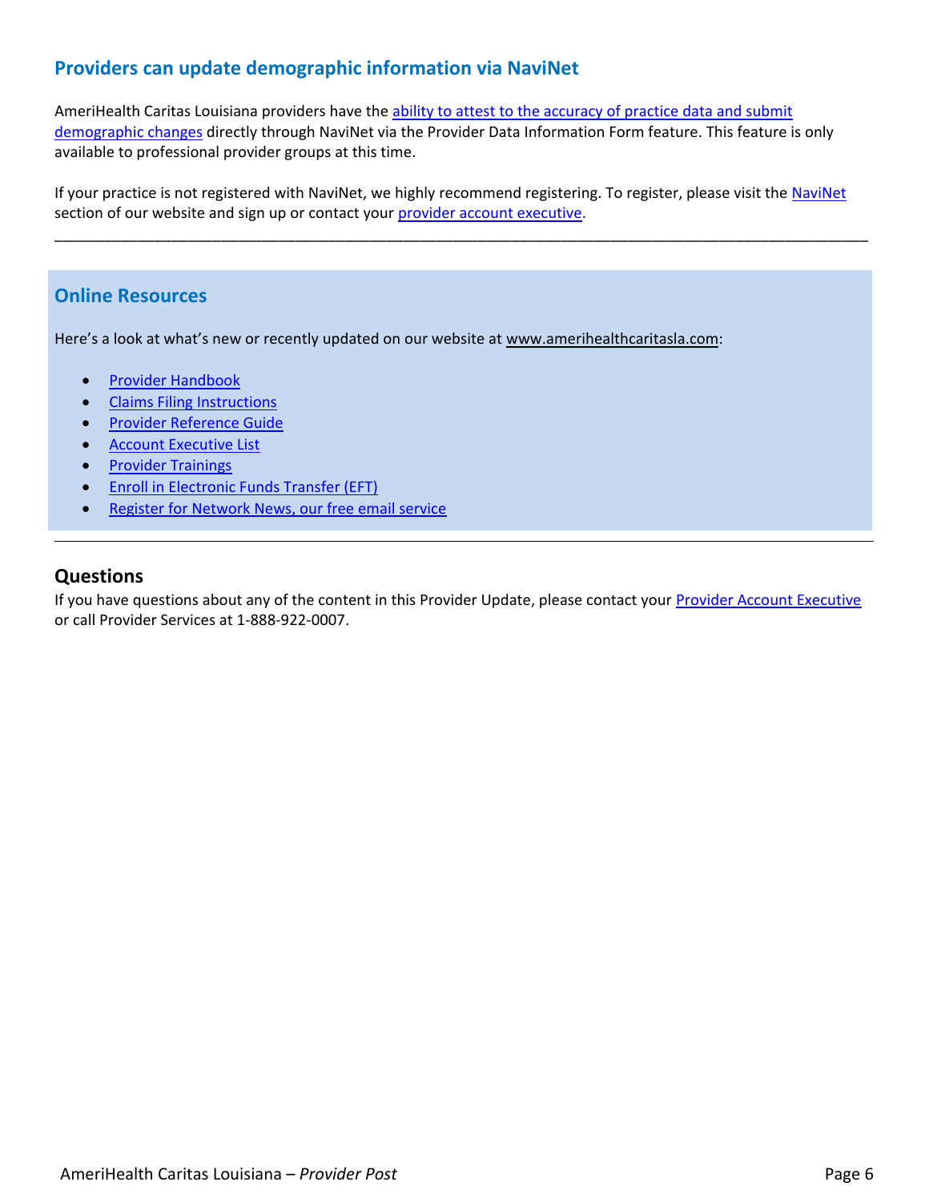## Providers can update demographic information via NaviNet

AmeriHealth Caritas Louisiana providers have the ability to attest to the accuracy of practice data and submit demographic changes directly through NaviNet via the Provider Data Information Form feature. This feature is only available to professional provider groups at this time.

If your practice is not registered with NaviNet, we highly recommend registering. To register, please visit the NaviNet section of our website and sign up or contact your provider account executive.

---

## Online Resources

Here's a look at what's new or recently updated on our website at www.amerihealthcaritasla.com:

- Provider Handbook
- Claims Filing Instructions
- Provider Reference Guide
- Account Executive List
- Provider Trainings
- Enroll in Electronic Funds Transfer (EFT)
- Register for Network News, our free email service

---

## Questions

If you have questions about any of the content in this Provider Update, please contact your Provider Account Executive or call Provider Services at 1-888-922-0007.